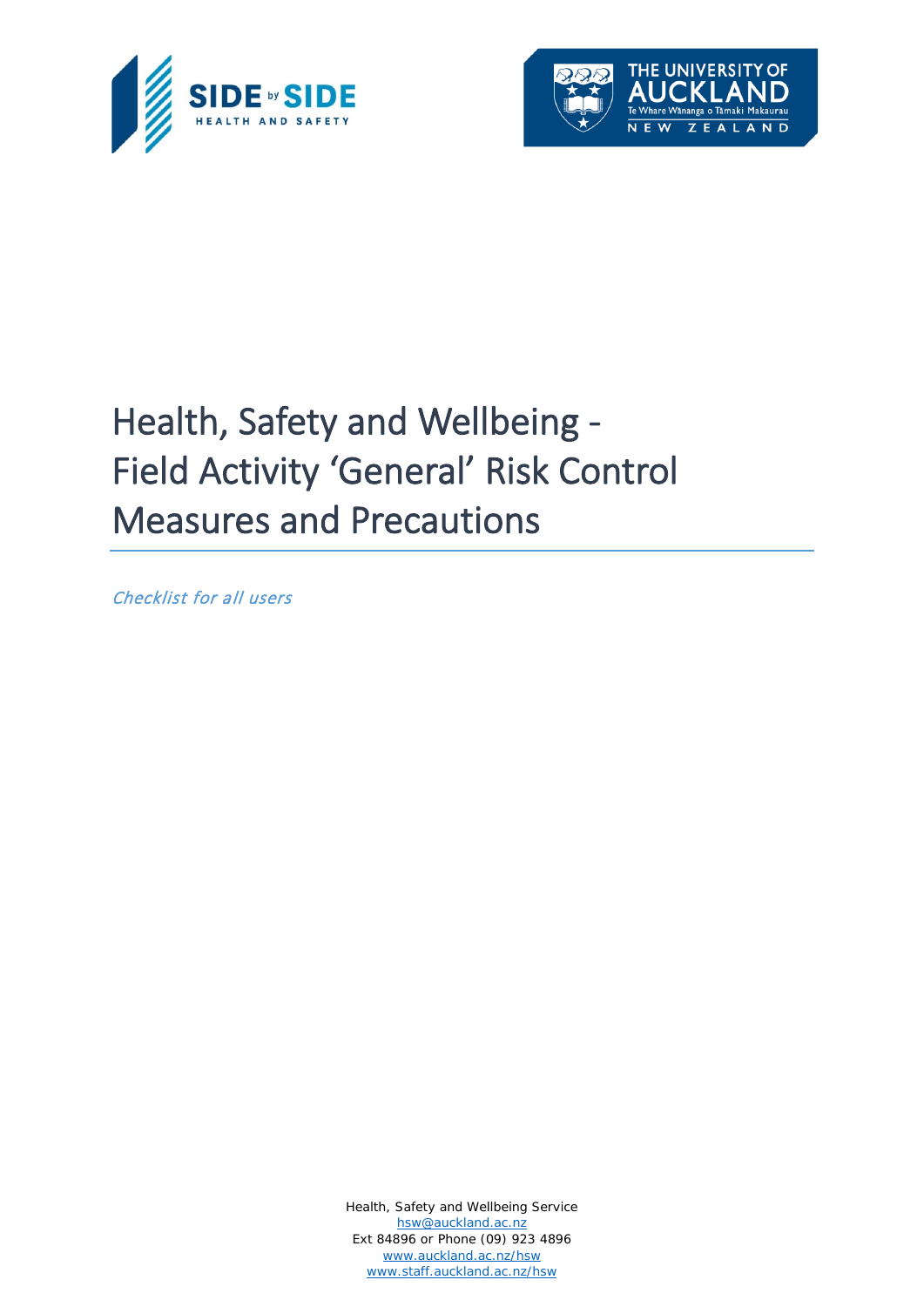# Health, Safety and Wellbeing - Field Activity 'General' Risk Control Measures and Precautions

*Checklist for all users*

Health, Safety and Wellbeing Service
hsw@auckland.ac.nz
Ext 84896 or Phone (09) 923 4896
www.auckland.ac.nz/hsw
www.staff.auckland.ac.nz/hsw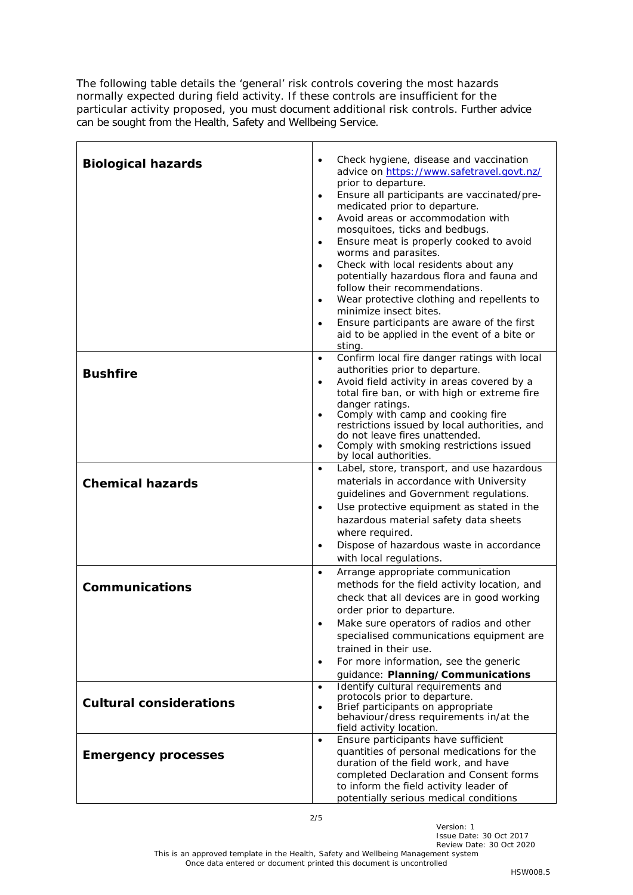The following table details the 'general' risk controls covering the most hazards normally expected during field activity. If these controls are insufficient for the particular activity proposed, you must document additional risk controls. Further advice can be sought from the Health, Safety and Wellbeing Service.

| | |
|---|---|
| **Biological hazards** | • Check hygiene, disease and vaccination advice on https://www.safetravel.govt.nz/ prior to departure.<br>• Ensure all participants are vaccinated/pre-medicated prior to departure.<br>• Avoid areas or accommodation with mosquitoes, ticks and bedbugs.<br>• Ensure meat is properly cooked to avoid worms and parasites.<br>• Check with local residents about any potentially hazardous flora and fauna and follow their recommendations.<br>• Wear protective clothing and repellents to minimize insect bites.<br>• Ensure participants are aware of the first aid to be applied in the event of a bite or sting. |
| **Bushfire** | • Confirm local fire danger ratings with local authorities prior to departure.<br>• Avoid field activity in areas covered by a total fire ban, or with high or extreme fire danger ratings.<br>• Comply with camp and cooking fire restrictions issued by local authorities, and do not leave fires unattended.<br>• Comply with smoking restrictions issued by local authorities. |
| **Chemical hazards** | • Label, store, transport, and use hazardous materials in accordance with University guidelines and Government regulations.<br>• Use protective equipment as stated in the hazardous material safety data sheets where required.<br>• Dispose of hazardous waste in accordance with local regulations. |
| **Communications** | • Arrange appropriate communication methods for the field activity location, and check that all devices are in good working order prior to departure.<br>• Make sure operators of radios and other specialised communications equipment are trained in their use.<br>• For more information, see the generic guidance: **Planning/Communications** |
| **Cultural considerations** | • Identify cultural requirements and protocols prior to departure.<br>• Brief participants on appropriate behaviour/dress requirements in/at the field activity location. |
| **Emergency processes** | • Ensure participants have sufficient quantities of personal medications for the duration of the field work, and have completed Declaration and Consent forms to inform the field activity leader of potentially serious medical conditions |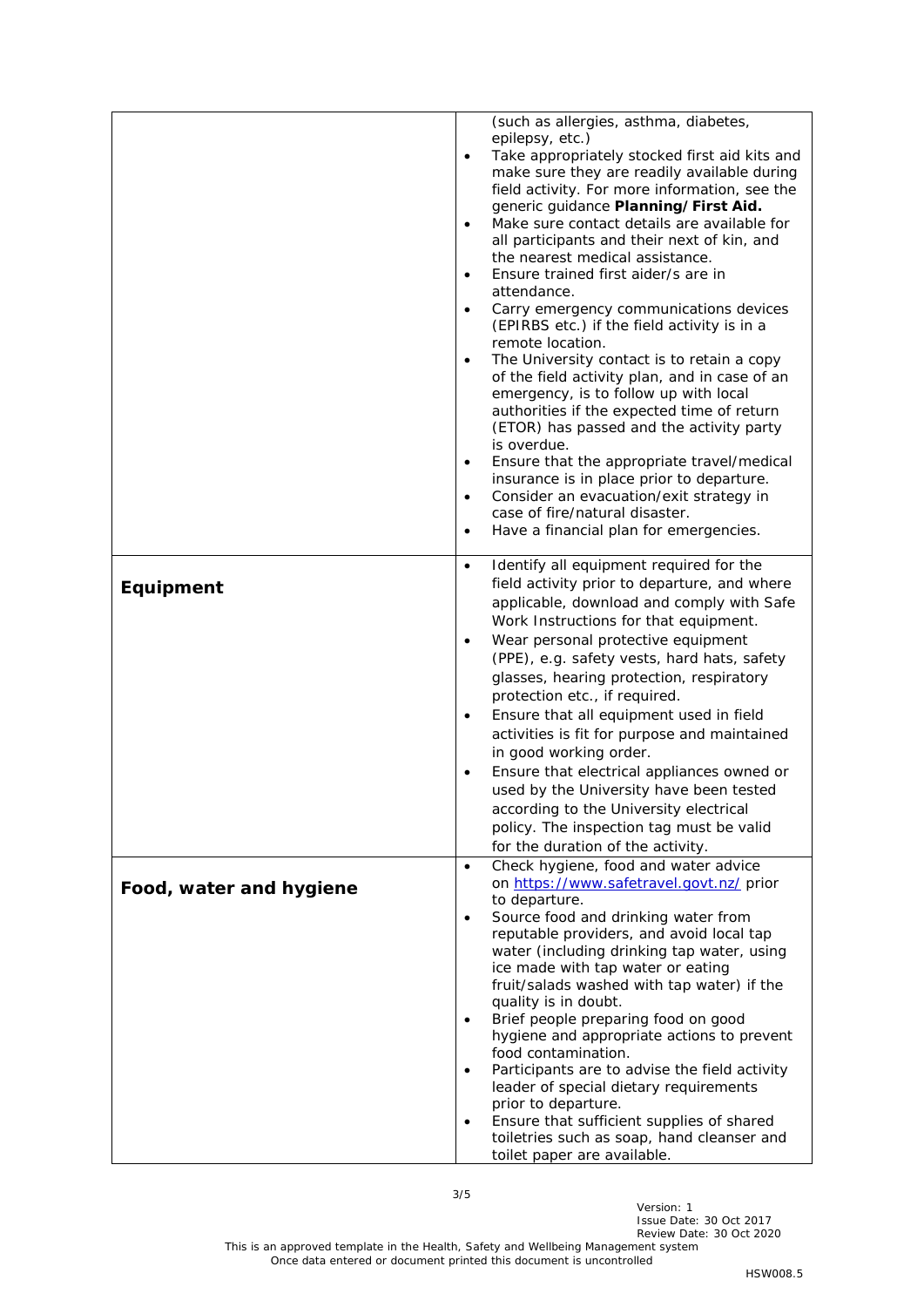| | |
|---|---|
| | (such as allergies, asthma, diabetes, epilepsy, etc.)<br>• Take appropriately stocked first aid kits and make sure they are readily available during field activity. For more information, see the generic guidance **Planning/First Aid.**<br>• Make sure contact details are available for all participants and their next of kin, and the nearest medical assistance.<br>• Ensure trained first aider/s are in attendance.<br>• Carry emergency communications devices (EPIRBS etc.) if the field activity is in a remote location.<br>• The University contact is to retain a copy of the field activity plan, and in case of an emergency, is to follow up with local authorities if the expected time of return (ETOR) has passed and the activity party is overdue.<br>• Ensure that the appropriate travel/medical insurance is in place prior to departure.<br>• Consider an evacuation/exit strategy in case of fire/natural disaster.<br>• Have a financial plan for emergencies. |
| **Equipment** | • Identify all equipment required for the field activity prior to departure, and where applicable, download and comply with Safe Work Instructions for that equipment.<br>• Wear personal protective equipment (PPE), e.g. safety vests, hard hats, safety glasses, hearing protection, respiratory protection etc., if required.<br>• Ensure that all equipment used in field activities is fit for purpose and maintained in good working order.<br>• Ensure that electrical appliances owned or used by the University have been tested according to the University electrical policy. The inspection tag must be valid for the duration of the activity. |
| **Food, water and hygiene** | • Check hygiene, food and water advice on https://www.safetravel.govt.nz/ prior to departure.<br>• Source food and drinking water from reputable providers, and avoid local tap water (including drinking tap water, using ice made with tap water or eating fruit/salads washed with tap water) if the quality is in doubt.<br>• Brief people preparing food on good hygiene and appropriate actions to prevent food contamination.<br>• Participants are to advise the field activity leader of special dietary requirements prior to departure.<br>• Ensure that sufficient supplies of shared toiletries such as soap, hand cleanser and toilet paper are available. |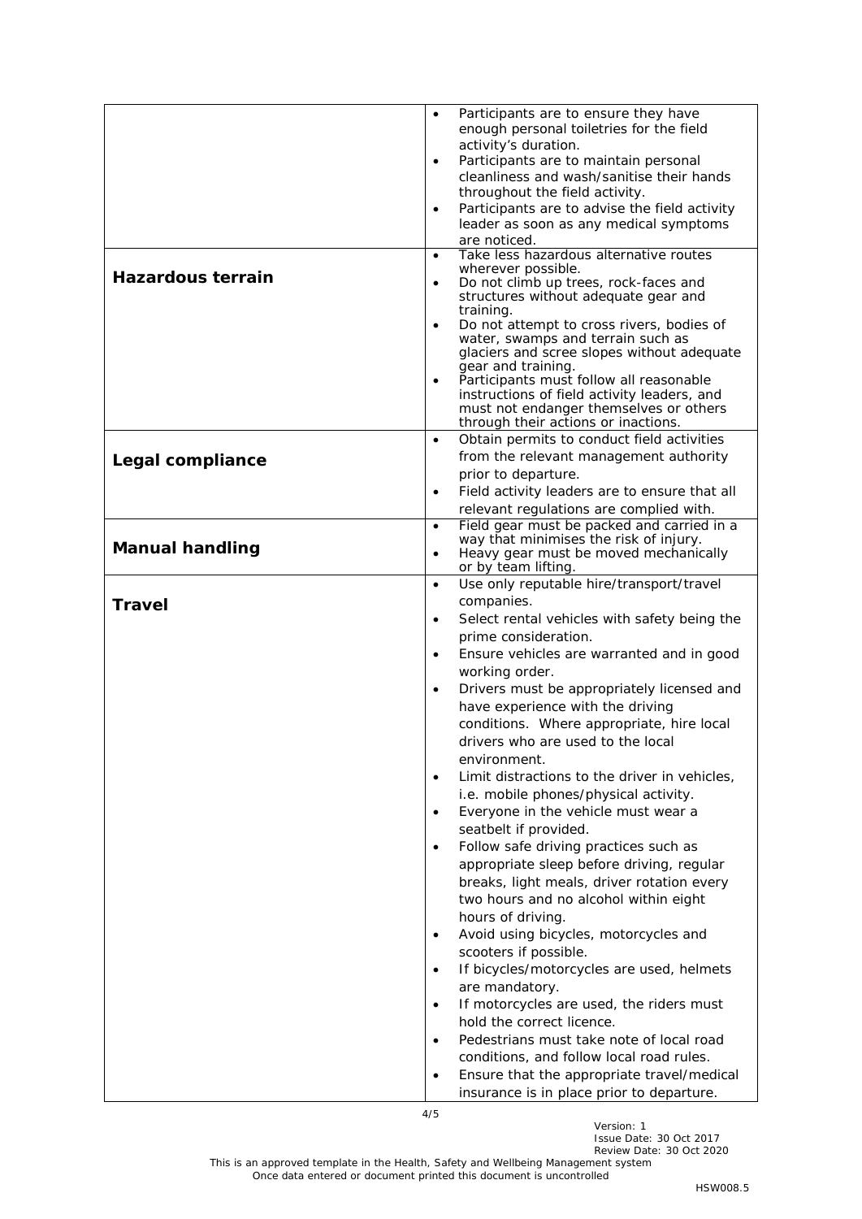| | |
|---|---|
| | • Participants are to ensure they have enough personal toiletries for the field activity's duration.<br>• Participants are to maintain personal cleanliness and wash/sanitise their hands throughout the field activity.<br>• Participants are to advise the field activity leader as soon as any medical symptoms are noticed. |
| **Hazardous terrain** | • Take less hazardous alternative routes wherever possible.<br>• Do not climb up trees, rock-faces and structures without adequate gear and training.<br>• Do not attempt to cross rivers, bodies of water, swamps and terrain such as glaciers and scree slopes without adequate gear and training.<br>• Participants must follow all reasonable instructions of field activity leaders, and must not endanger themselves or others through their actions or inactions. |
| **Legal compliance** | • Obtain permits to conduct field activities from the relevant management authority prior to departure.<br>• Field activity leaders are to ensure that all relevant regulations are complied with. |
| **Manual handling** | • Field gear must be packed and carried in a way that minimises the risk of injury.<br>• Heavy gear must be moved mechanically or by team lifting. |
| **Travel** | • Use only reputable hire/transport/travel companies.<br>• Select rental vehicles with safety being the prime consideration.<br>• Ensure vehicles are warranted and in good working order.<br>• Drivers must be appropriately licensed and have experience with the driving conditions. Where appropriate, hire local drivers who are used to the local environment.<br>• Limit distractions to the driver in vehicles, i.e. mobile phones/physical activity.<br>• Everyone in the vehicle must wear a seatbelt if provided.<br>• Follow safe driving practices such as appropriate sleep before driving, regular breaks, light meals, driver rotation every two hours and no alcohol within eight hours of driving.<br>• Avoid using bicycles, motorcycles and scooters if possible.<br>• If bicycles/motorcycles are used, helmets are mandatory.<br>• If motorcycles are used, the riders must hold the correct licence.<br>• Pedestrians must take note of local road conditions, and follow local road rules.<br>• Ensure that the appropriate travel/medical insurance is in place prior to departure. |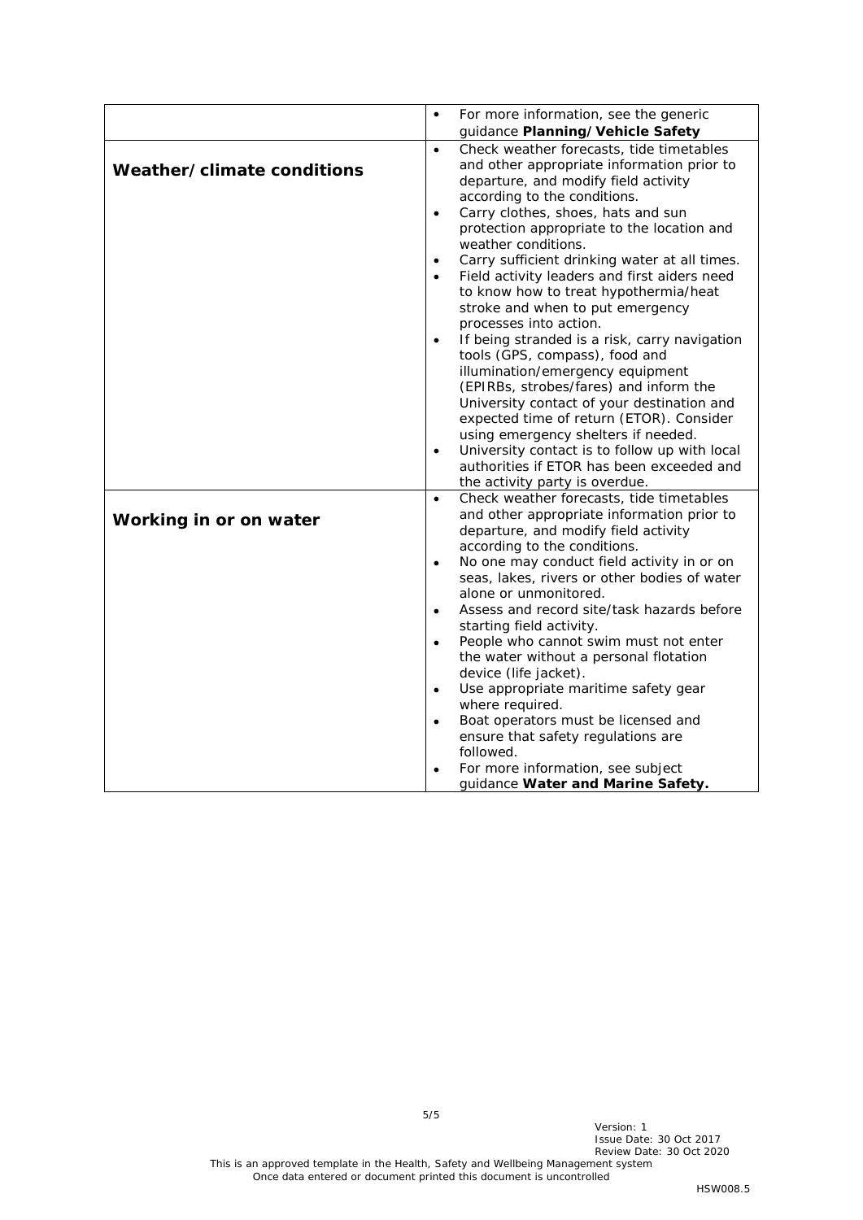| | |
|---|---|
| | • For more information, see the generic guidance **Planning/Vehicle Safety** |
| **Weather/climate conditions** | • Check weather forecasts, tide timetables and other appropriate information prior to departure, and modify field activity according to the conditions.<br>• Carry clothes, shoes, hats and sun protection appropriate to the location and weather conditions.<br>• Carry sufficient drinking water at all times.<br>• Field activity leaders and first aiders need to know how to treat hypothermia/heat stroke and when to put emergency processes into action.<br>• If being stranded is a risk, carry navigation tools (GPS, compass), food and illumination/emergency equipment (EPIRBs, strobes/fares) and inform the University contact of your destination and expected time of return (ETOR). Consider using emergency shelters if needed.<br>• University contact is to follow up with local authorities if ETOR has been exceeded and the activity party is overdue. |
| **Working in or on water** | • Check weather forecasts, tide timetables and other appropriate information prior to departure, and modify field activity according to the conditions.<br>• No one may conduct field activity in or on seas, lakes, rivers or other bodies of water alone or unmonitored.<br>• Assess and record site/task hazards before starting field activity.<br>• People who cannot swim must not enter the water without a personal flotation device (life jacket).<br>• Use appropriate maritime safety gear where required.<br>• Boat operators must be licensed and ensure that safety regulations are followed.<br>• For more information, see subject guidance **Water and Marine Safety.** |